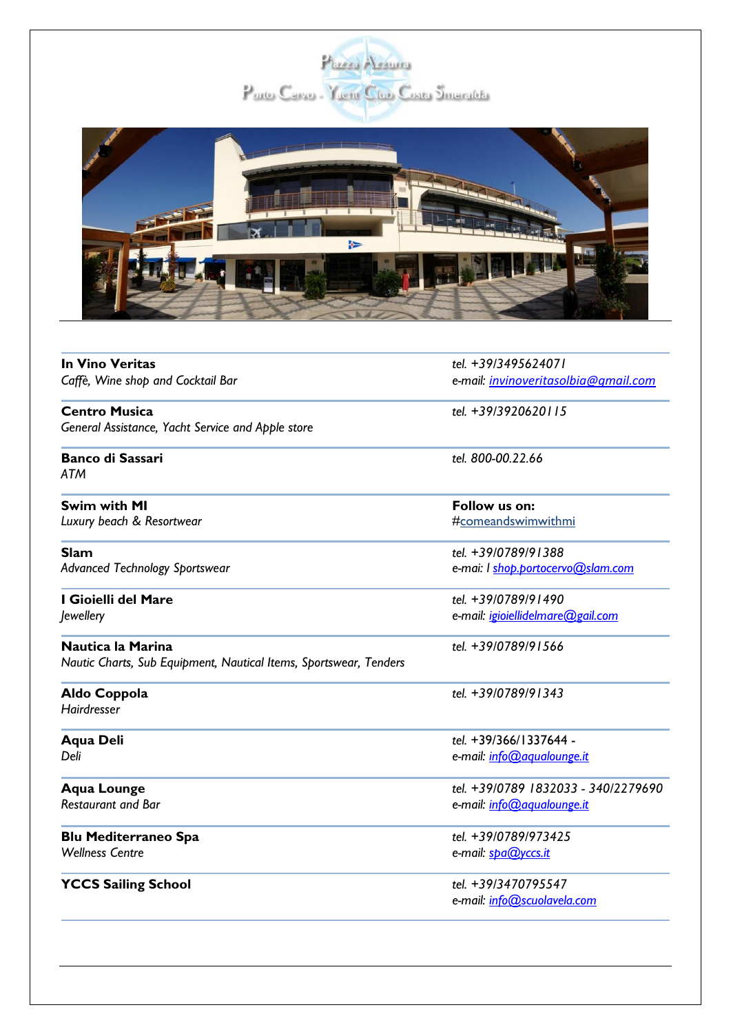# Piazza Azzurra

## Porto Cervo - Yacht Club Costa Smeralda

| | |
|---|---|
| **In Vino Veritas**<br>*Caffè, Wine shop and Cocktail Bar* | *tel. +39/3495624071*<br>*e-mail: invinoveritasolbia@gmail.com* |
| **Centro Musica**<br>*General Assistance, Yacht Service and Apple store* | *tel. +39/3920620115* |
| **Banco di Sassari**<br>*ATM* | *tel. 800-00.22.66* |
| **Swim with MI**<br>*Luxury beach & Resortwear* | **Follow us on:**<br>#comeandswimwithmi |
| **Slam**<br>*Advanced Technology Sportswear* | *tel. +39/0789/91388*<br>*e-mai: l shop.portocervo@slam.com* |
| **I Gioielli del Mare**<br>*Jewellery* | *tel. +39/0789/91490*<br>*e-mail: igioiellidelmare@gail.com* |
| **Nautica la Marina**<br>*Nautic Charts, Sub Equipment, Nautical Items, Sportswear, Tenders* | *tel. +39/0789/91566* |
| **Aldo Coppola**<br>*Hairdresser* | *tel. +39/0789/91343* |
| **Aqua Deli**<br>*Deli* | *tel. +39/366/1337644 -*<br>*e-mail: info@aqualounge.it* |
| **Aqua Lounge**<br>*Restaurant and Bar* | *tel. +39/0789 1832033 - 340/2279690*<br>*e-mail: info@aqualounge.it* |
| **Blu Mediterraneo Spa**<br>*Wellness Centre* | *tel. +39/0789/973425*<br>*e-mail: spa@yccs.it* |
| **YCCS Sailing School** | *tel. +39/3470795547*<br>*e-mail: info@scuolavela.com* |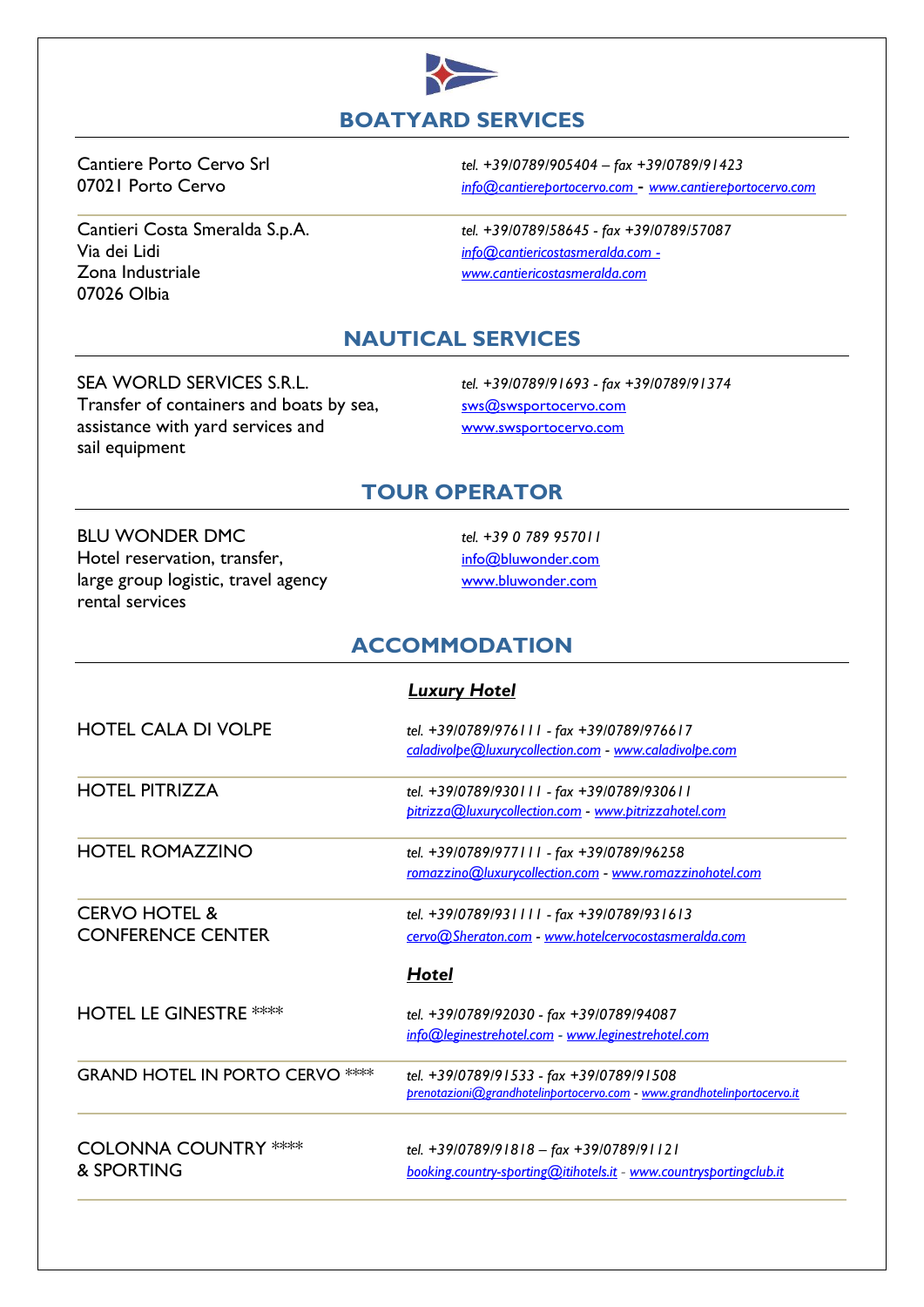## BOATYARD SERVICES

Cantiere Porto Cervo Srl
07021 Porto Cervo

*tel. +39/0789/905404 – fax +39/0789/91423*
*info@cantiereportocervo.com - www.cantiereportocervo.com*

Cantieri Costa Smeralda S.p.A.
Via dei Lidi
Zona Industriale
07026 Olbia

*tel. +39/0789/58645 - fax +39/0789/57087*
*info@cantiericostasmeralda.com -*
*www.cantiericostasmeralda.com*

## NAUTICAL SERVICES

SEA WORLD SERVICES S.R.L.
Transfer of containers and boats by sea, assistance with yard services and sail equipment

*tel. +39/0789/91693 - fax +39/0789/91374*
sws@swsportocervo.com
www.swsportocervo.com

## TOUR OPERATOR

BLU WONDER DMC
Hotel reservation, transfer, large group logistic, travel agency rental services

*tel. +39 0 789 957011*
info@bluwonder.com
www.bluwonder.com

## ACCOMMODATION

### *Luxury Hotel*

HOTEL CALA DI VOLPE
*tel. +39/0789/976111 - fax +39/0789/976617*
*caladivolpe@luxurycollection.com - www.caladivolpe.com*

HOTEL PITRIZZA
*tel. +39/0789/930111 - fax +39/0789/930611*
*pitrizza@luxurycollection.com - www.pitrizzahotel.com*

HOTEL ROMAZZINO
*tel. +39/0789/977111 - fax +39/0789/96258*
*romazzino@luxurycollection.com - www.romazzinohotel.com*

CERVO HOTEL & CONFERENCE CENTER
*tel. +39/0789/931111 - fax +39/0789/931613*
*cervo@Sheraton.com - www.hotelcervocostasmeralda.com*

### *Hotel*

HOTEL LE GINESTRE ****
*tel. +39/0789/92030 - fax +39/0789/94087*
*info@leginestrehotel.com - www.leginestrehotel.com*

GRAND HOTEL IN PORTO CERVO ****
*tel. +39/0789/91533 - fax +39/0789/91508*
*prenotazioni@grandhotelinportocervo.com - www.grandhotelinportocervo.it*

COLONNA COUNTRY **** & SPORTING
*tel. +39/0789/91818 – fax +39/0789/91121*
*booking.country-sporting@itihotels.it - www.countrysportingclub.it*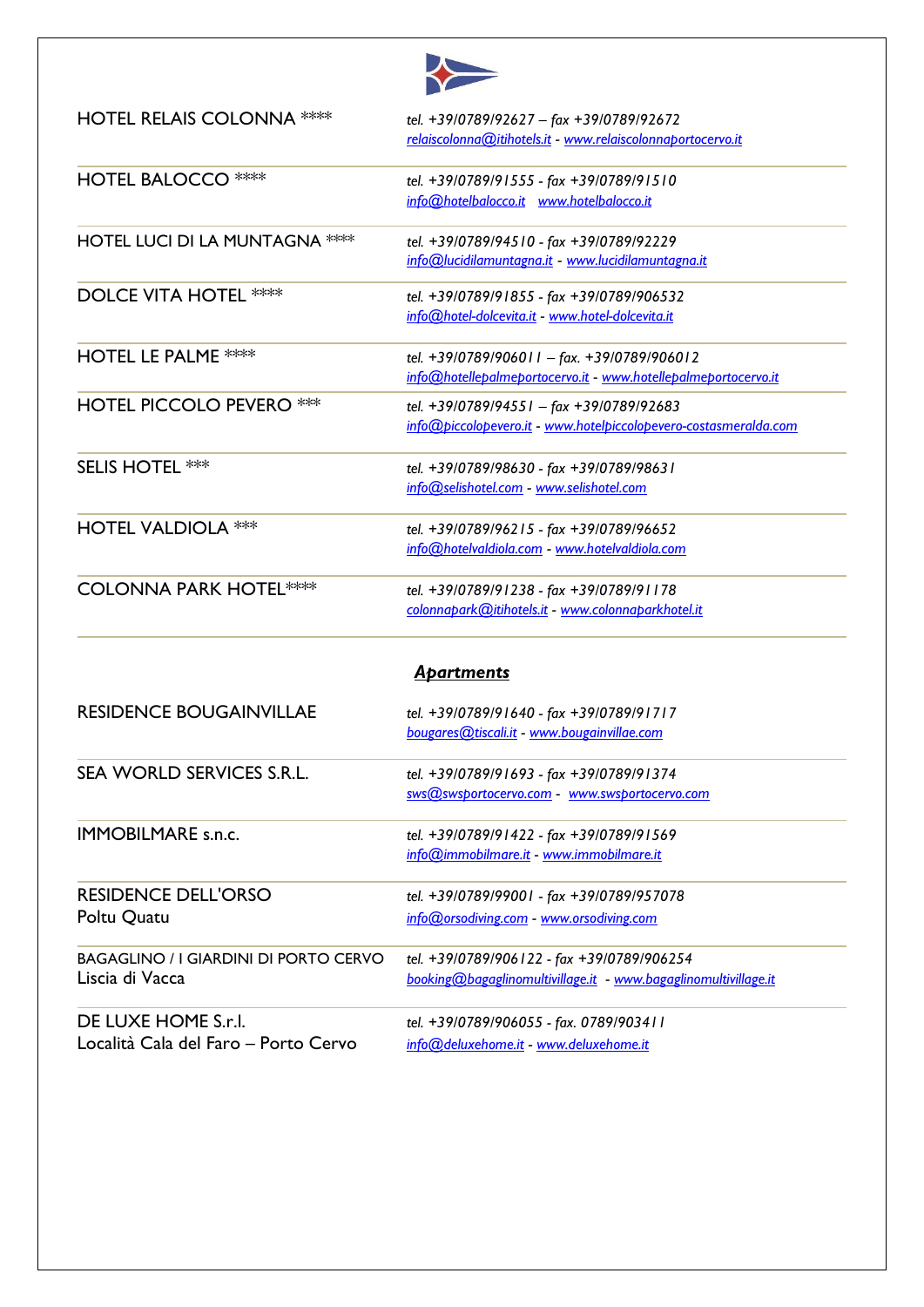| | |
|---|---|
| HOTEL RELAIS COLONNA **** | *tel. +39/0789/92627 – fax +39/0789/92672*<br>*relaiscolonna@itihotels.it - www.relaiscolonnaportocervo.it* |
| HOTEL BALOCCO **** | *tel. +39/0789/91555 - fax +39/0789/91510*<br>*info@hotelbalocco.it www.hotelbalocco.it* |
| HOTEL LUCI DI LA MUNTAGNA **** | *tel. +39/0789/94510 - fax +39/0789/92229*<br>*info@lucidilamuntagna.it - www.lucidilamuntagna.it* |
| DOLCE VITA HOTEL **** | *tel. +39/0789/91855 - fax +39/0789/906532*<br>*info@hotel-dolcevita.it - www.hotel-dolcevita.it* |
| HOTEL LE PALME **** | *tel. +39/0789/906011 – fax. +39/0789/906012*<br>*info@hotellepalmeportocervo.it - www.hotellepalmeportocervo.it* |
| HOTEL PICCOLO PEVERO *** | *tel. +39/0789/94551 – fax +39/0789/92683*<br>*info@piccolopevero.it - www.hotelpiccolopevero-costasmeralda.com* |
| SELIS HOTEL *** | *tel. +39/0789/98630 - fax +39/0789/98631*<br>*info@selishotel.com - www.selishotel.com* |
| HOTEL VALDIOLA *** | *tel. +39/0789/96215 - fax +39/0789/96652*<br>*info@hotelvaldiola.com - www.hotelvaldiola.com* |
| COLONNA PARK HOTEL**** | *tel. +39/0789/91238 - fax +39/0789/91178*<br>*colonnapark@itihotels.it - www.colonnaparkhotel.it* |

## ***Apartments***

| | |
|---|---|
| RESIDENCE BOUGAINVILLAE | *tel. +39/0789/91640 - fax +39/0789/91717*<br>*bougares@tiscali.it - www.bougainvillae.com* |
| SEA WORLD SERVICES S.R.L. | *tel. +39/0789/91693 - fax +39/0789/91374*<br>*sws@swsportocervo.com - www.swsportocervo.com* |
| IMMOBILMARE s.n.c. | *tel. +39/0789/91422 - fax +39/0789/91569*<br>*info@immobilmare.it - www.immobilmare.it* |
| RESIDENCE DELL'ORSO<br>Poltu Quatu | *tel. +39/0789/99001 - fax +39/0789/957078*<br>*info@orsodiving.com - www.orsodiving.com* |
| BAGAGLINO / I GIARDINI DI PORTO CERVO<br>Liscia di Vacca | *tel. +39/0789/906122 - fax +39/0789/906254*<br>*booking@bagaglinomultivillage.it - www.bagaglinomultivillage.it* |
| DE LUXE HOME S.r.l.<br>Località Cala del Faro – Porto Cervo | *tel. +39/0789/906055 - fax. 0789/903411*<br>*info@deluxehome.it - www.deluxehome.it* |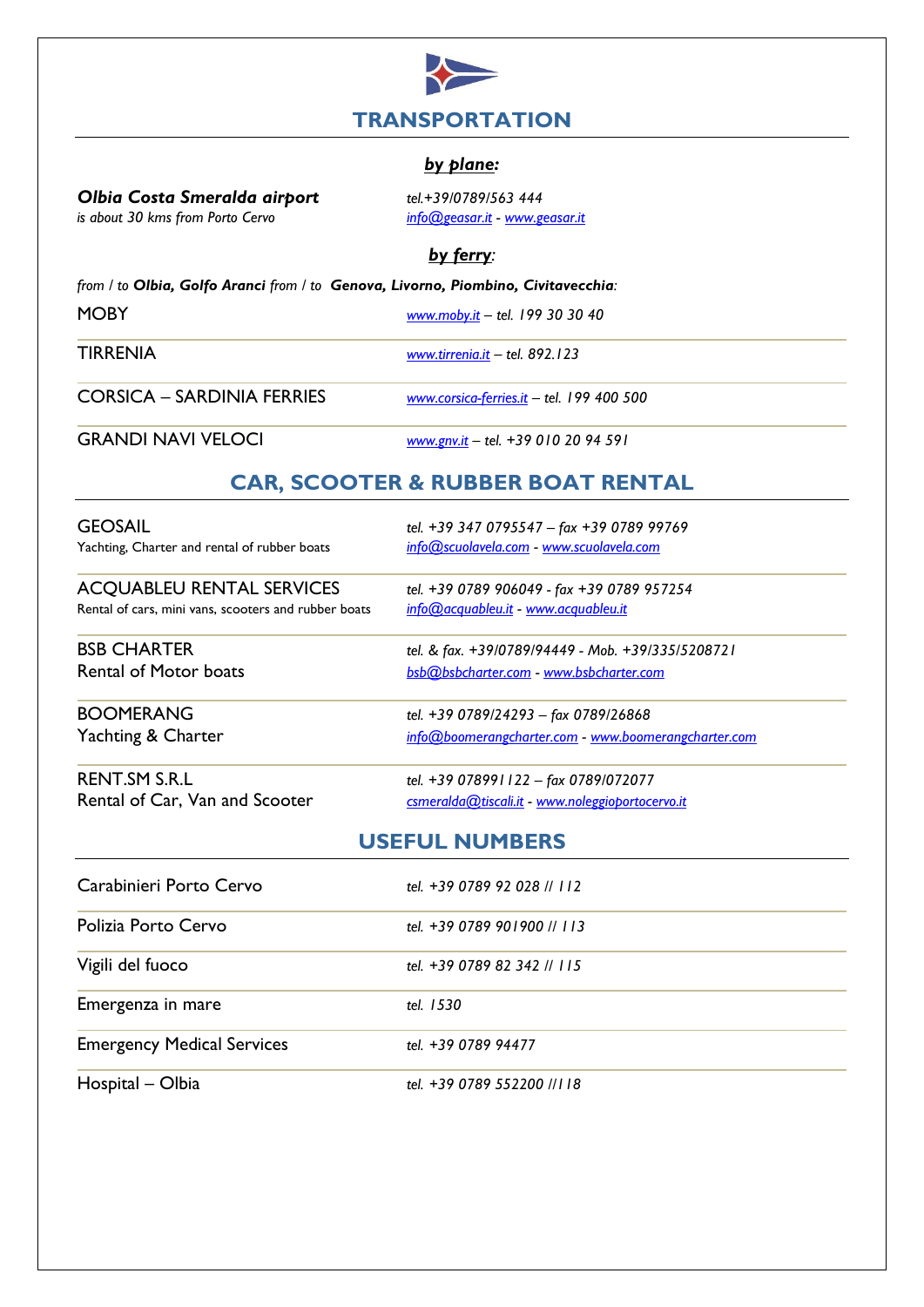# TRANSPORTATION

***by plane:***

***Olbia Costa Smeralda airport***
*is about 30 kms from Porto Cervo*

*tel.+39/0789/563 444*
*info@geasar.it - www.geasar.it*

***by ferry:***

*from / to* ***Olbia, Golfo Aranci*** *from / to* ***Genova, Livorno, Piombino, Civitavecchia:***

| | |
|---|---|
| MOBY | *www.moby.it – tel. 199 30 30 40* |
| TIRRENIA | *www.tirrenia.it – tel. 892.123* |
| CORSICA – SARDINIA FERRIES | *www.corsica-ferries.it – tel. 199 400 500* |
| GRANDI NAVI VELOCI | *www.gnv.it – tel. +39 010 20 94 591* |

# CAR, SCOOTER & RUBBER BOAT RENTAL

| | |
|---|---|
| GEOSAIL<br>Yachting, Charter and rental of rubber boats | *tel. +39 347 0795547 – fax +39 0789 99769*<br>*info@scuolavela.com - www.scuolavela.com* |
| ACQUABLEU RENTAL SERVICES<br>Rental of cars, mini vans, scooters and rubber boats | *tel. +39 0789 906049 - fax +39 0789 957254*<br>*info@acquableu.it - www.acquableu.it* |
| BSB CHARTER<br>Rental of Motor boats | *tel. & fax. +39/0789/94449 - Mob. +39/335/5208721*<br>*bsb@bsbcharter.com - www.bsbcharter.com* |
| BOOMERANG<br>Yachting & Charter | *tel. +39 0789/24293 – fax 0789/26868*<br>*info@boomerangcharter.com - www.boomerangcharter.com* |
| RENT.SM S.R.L<br>Rental of Car, Van and Scooter | *tel. +39 078991122 – fax 0789/072077*<br>*csmeralda@tiscali.it - www.noleggioportocervo.it* |

# USEFUL NUMBERS

| | |
|---|---|
| Carabinieri Porto Cervo | *tel. +39 0789 92 028 // 112* |
| Polizia Porto Cervo | *tel. +39 0789 901900 // 113* |
| Vigili del fuoco | *tel. +39 0789 82 342 // 115* |
| Emergenza in mare | *tel. 1530* |
| Emergency Medical Services | *tel. +39 0789 94477* |
| Hospital – Olbia | *tel. +39 0789 552200 //118* |